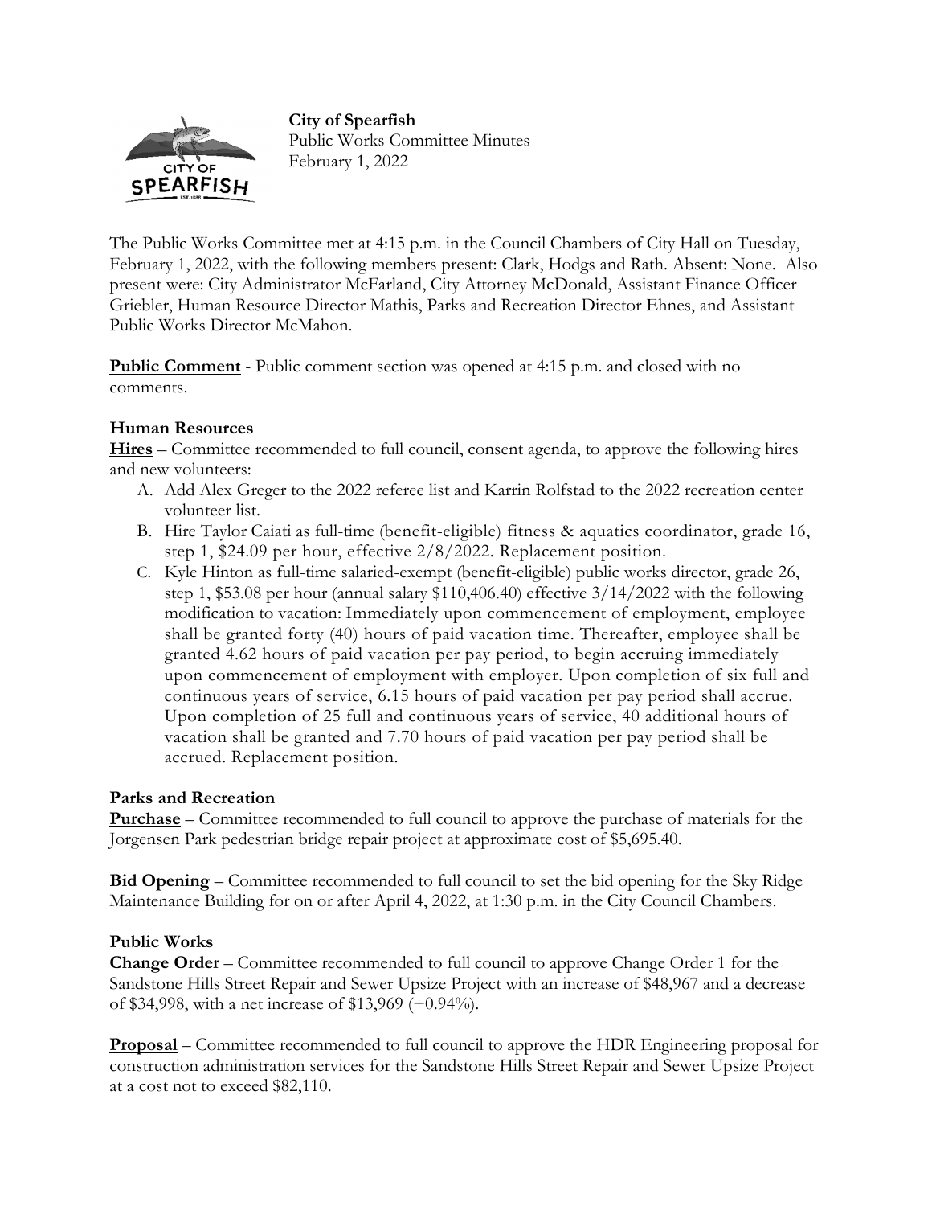**City of Spearfish**
Public Works Committee Minutes
February 1, 2022

The Public Works Committee met at 4:15 p.m. in the Council Chambers of City Hall on Tuesday, February 1, 2022, with the following members present: Clark, Hodgs and Rath. Absent: None. Also present were: City Administrator McFarland, City Attorney McDonald, Assistant Finance Officer Griebler, Human Resource Director Mathis, Parks and Recreation Director Ehnes, and Assistant Public Works Director McMahon.

**Public Comment** - Public comment section was opened at 4:15 p.m. and closed with no comments.

### Human Resources

**Hires** – Committee recommended to full council, consent agenda, to approve the following hires and new volunteers:

A. Add Alex Greger to the 2022 referee list and Karrin Rolfstad to the 2022 recreation center volunteer list.
B. Hire Taylor Caiati as full-time (benefit-eligible) fitness & aquatics coordinator, grade 16, step 1, $24.09 per hour, effective 2/8/2022. Replacement position.
C. Kyle Hinton as full-time salaried-exempt (benefit-eligible) public works director, grade 26, step 1, $53.08 per hour (annual salary $110,406.40) effective 3/14/2022 with the following modification to vacation: Immediately upon commencement of employment, employee shall be granted forty (40) hours of paid vacation time. Thereafter, employee shall be granted 4.62 hours of paid vacation per pay period, to begin accruing immediately upon commencement of employment with employer. Upon completion of six full and continuous years of service, 6.15 hours of paid vacation per pay period shall accrue. Upon completion of 25 full and continuous years of service, 40 additional hours of vacation shall be granted and 7.70 hours of paid vacation per pay period shall be accrued. Replacement position.

### Parks and Recreation

**Purchase** – Committee recommended to full council to approve the purchase of materials for the Jorgensen Park pedestrian bridge repair project at approximate cost of $5,695.40.

**Bid Opening** – Committee recommended to full council to set the bid opening for the Sky Ridge Maintenance Building for on or after April 4, 2022, at 1:30 p.m. in the City Council Chambers.

### Public Works

**Change Order** – Committee recommended to full council to approve Change Order 1 for the Sandstone Hills Street Repair and Sewer Upsize Project with an increase of $48,967 and a decrease of $34,998, with a net increase of $13,969 (+0.94%).

**Proposal** – Committee recommended to full council to approve the HDR Engineering proposal for construction administration services for the Sandstone Hills Street Repair and Sewer Upsize Project at a cost not to exceed $82,110.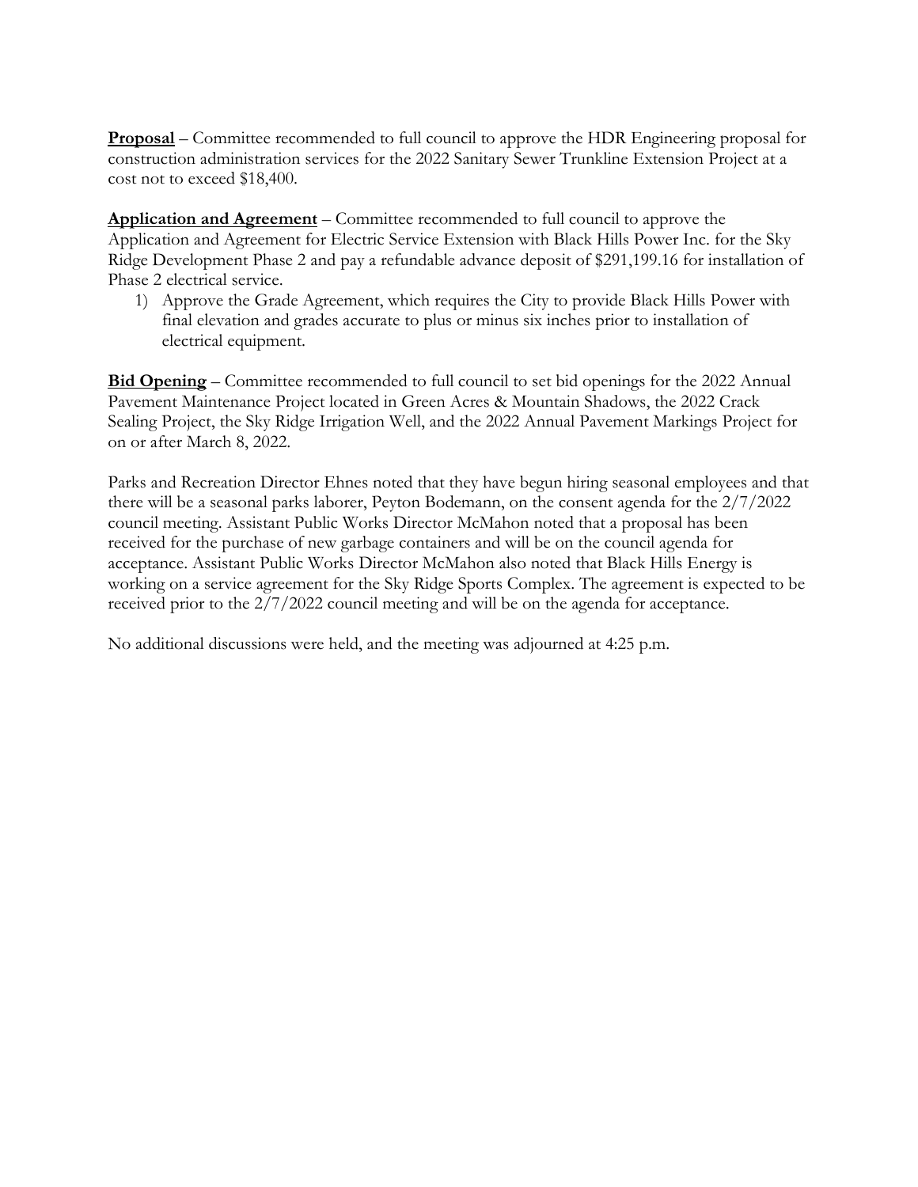**<u>Proposal</u>** – Committee recommended to full council to approve the HDR Engineering proposal for construction administration services for the 2022 Sanitary Sewer Trunkline Extension Project at a cost not to exceed $18,400.

**<u>Application and Agreement</u>** – Committee recommended to full council to approve the Application and Agreement for Electric Service Extension with Black Hills Power Inc. for the Sky Ridge Development Phase 2 and pay a refundable advance deposit of $291,199.16 for installation of Phase 2 electrical service.

1) Approve the Grade Agreement, which requires the City to provide Black Hills Power with final elevation and grades accurate to plus or minus six inches prior to installation of electrical equipment.

**<u>Bid Opening</u>** – Committee recommended to full council to set bid openings for the 2022 Annual Pavement Maintenance Project located in Green Acres & Mountain Shadows, the 2022 Crack Sealing Project, the Sky Ridge Irrigation Well, and the 2022 Annual Pavement Markings Project for on or after March 8, 2022.

Parks and Recreation Director Ehnes noted that they have begun hiring seasonal employees and that there will be a seasonal parks laborer, Peyton Bodemann, on the consent agenda for the 2/7/2022 council meeting. Assistant Public Works Director McMahon noted that a proposal has been received for the purchase of new garbage containers and will be on the council agenda for acceptance. Assistant Public Works Director McMahon also noted that Black Hills Energy is working on a service agreement for the Sky Ridge Sports Complex. The agreement is expected to be received prior to the 2/7/2022 council meeting and will be on the agenda for acceptance.

No additional discussions were held, and the meeting was adjourned at 4:25 p.m.